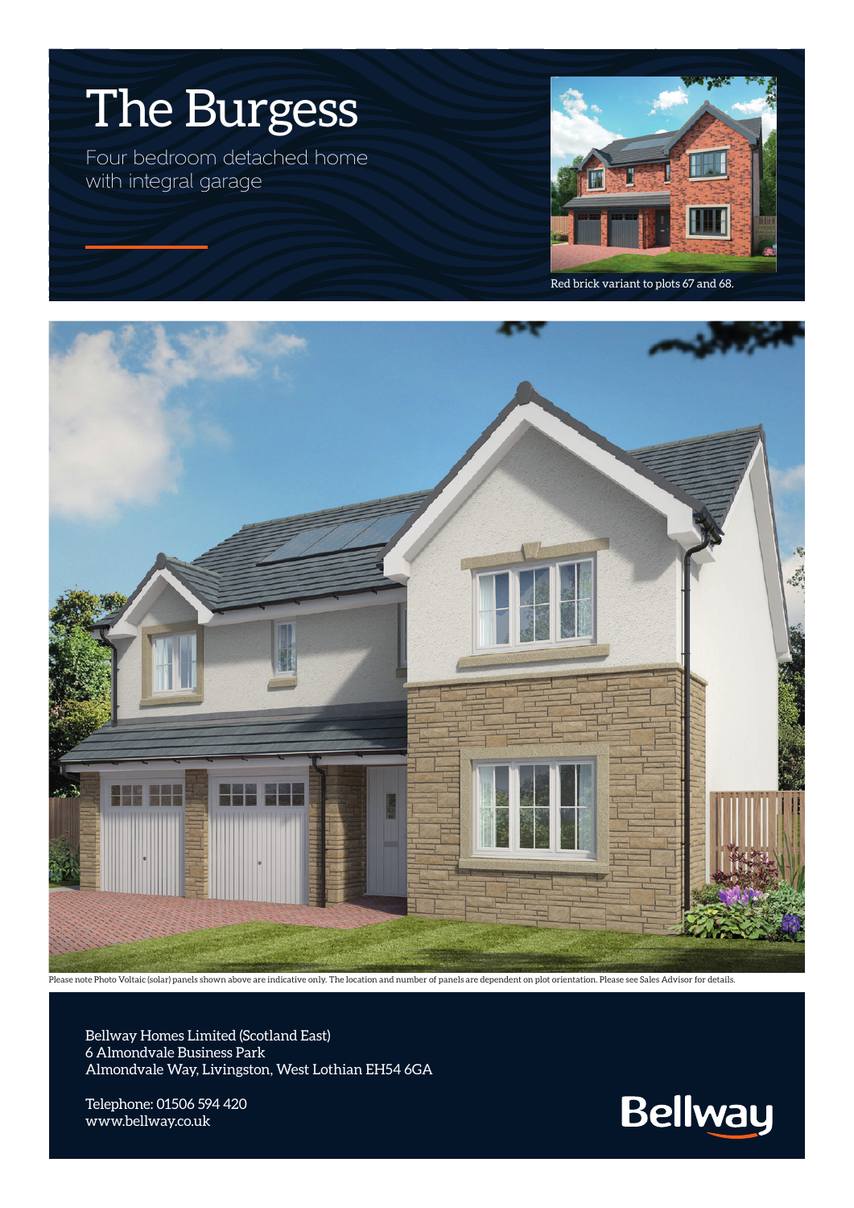# The Burgess

Four bedroom detached home with integral garage

Red brick variant to plots 67 and 68.

Please note Photo Voltaic (solar) panels shown above are indicative only. The location and number of panels are dependent on plot orientation. Please see Sales Advisor for details.

Bellway Homes Limited (Scotland East)
6 Almondvale Business Park
Almondvale Way, Livingston, West Lothian EH54 6GA

Telephone: 01506 594 420
www.bellway.co.uk

Bellway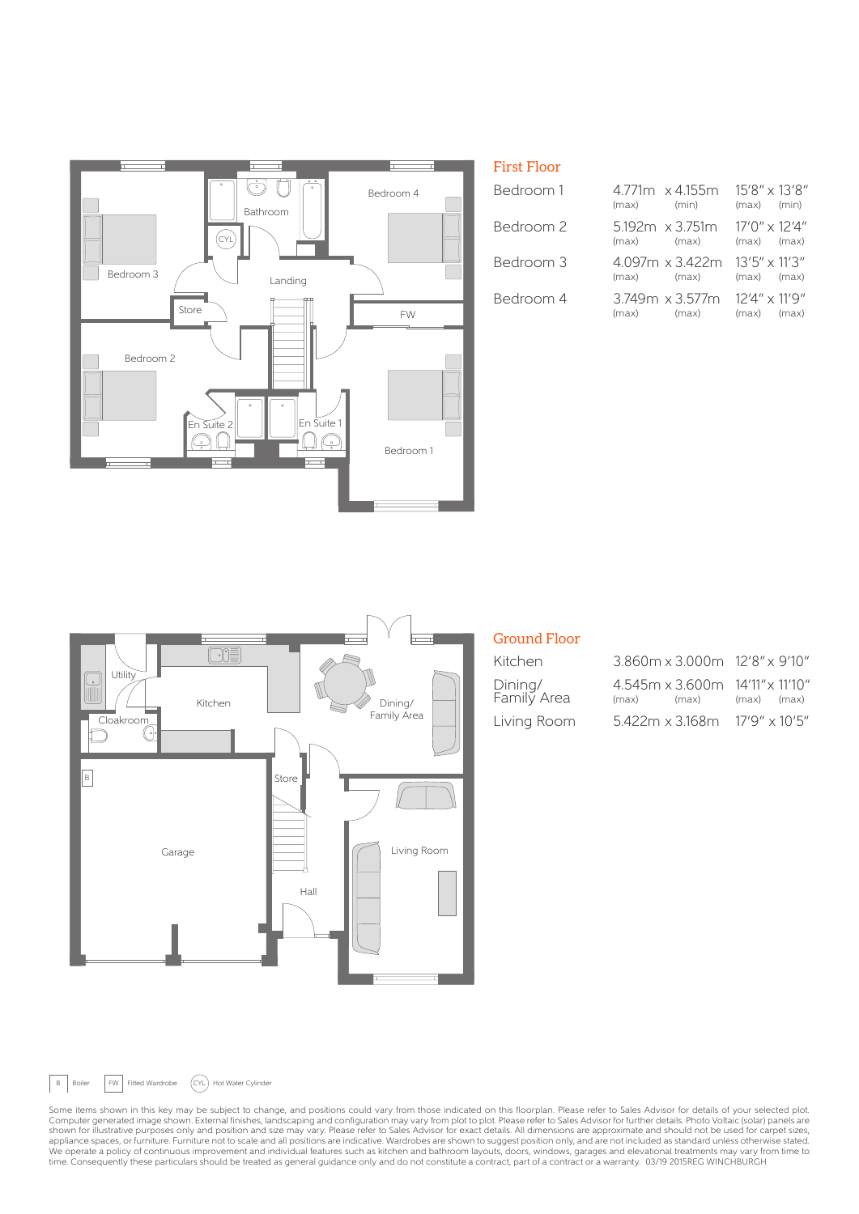## First Floor

| | | |
|---|---|---|
| Bedroom 1 | 4.771m (max) x 4.155m (min) | 15'8" (max) x 13'8" (min) |
| Bedroom 2 | 5.192m (max) x 3.751m (max) | 17'0" (max) x 12'4" (max) |
| Bedroom 3 | 4.097m (max) x 3.422m (max) | 13'5" (max) x 11'3" (max) |
| Bedroom 4 | 3.749m (max) x 3.577m (max) | 12'4" (max) x 11'9" (max) |

## Ground Floor

| | | |
|---|---|---|
| Kitchen | 3.860m x 3.000m | 12'8" x 9'10" |
| Dining/ Family Area | 4.545m (max) x 3.600m (max) | 14'11" (max) x 11'10" (max) |
| Living Room | 5.422m x 3.168m | 17'9" x 10'5" |

Bedroom 3
Bathroom
Bedroom 4
CYL
Landing
Store
FW
Bedroom 2
En Suite 2
En Suite 1
Bedroom 1

Utility
Kitchen
Dining/
Family Area
Cloakroom
B
Store
Garage
Living Room
Hall

B Boiler FW Fitted Wardrobe CYL Hot Water Cylinder

Some items shown in this key may be subject to change, and positions could vary from those indicated on this floorplan. Please refer to Sales Advisor for details of your selected plot. Computer generated image shown. External finishes, landscaping and configuration may vary from plot to plot. Please refer to Sales Advisor for further details. Photo Voltaic (solar) panels are shown for illustrative purposes only and position and size may vary. Please refer to Sales Advisor for exact details. All dimensions are approximate and should not be used for carpet sizes, appliance spaces, or furniture. Furniture not to scale and all positions are indicative. Wardrobes are shown to suggest position only, and are not included as standard unless otherwise stated. We operate a policy of continuous improvement and individual features such as kitchen and bathroom layouts, doors, windows, garages and elevational treatments may vary from time to time. Consequently these particulars should be treated as general guidance only and do not constitute a contract, part of a contract or a warranty. 03/19 2015REG WINCHBURGH